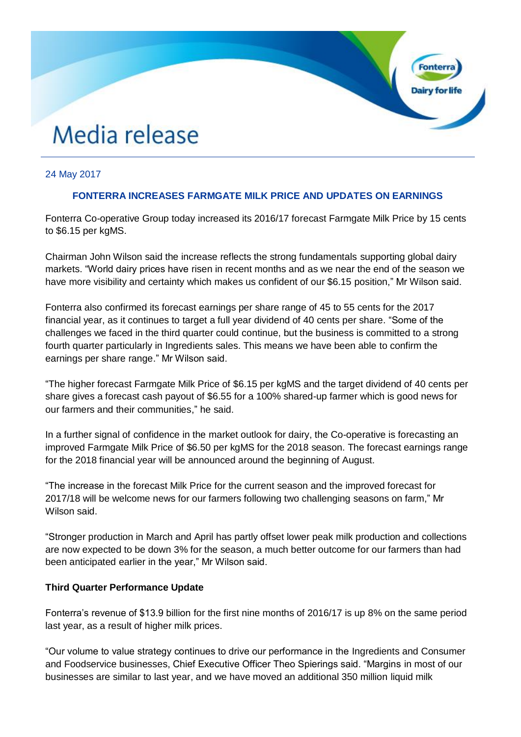# Media release

24 May 2017

## FONTERRA INCREASES FARMGATE MILK PRICE AND UPDATES ON EARNINGS

Fonterra Co-operative Group today increased its 2016/17 forecast Farmgate Milk Price by 15 cents to $6.15 per kgMS.

Chairman John Wilson said the increase reflects the strong fundamentals supporting global dairy markets. "World dairy prices have risen in recent months and as we near the end of the season we have more visibility and certainty which makes us confident of our $6.15 position," Mr Wilson said.

Fonterra also confirmed its forecast earnings per share range of 45 to 55 cents for the 2017 financial year, as it continues to target a full year dividend of 40 cents per share. "Some of the challenges we faced in the third quarter could continue, but the business is committed to a strong fourth quarter particularly in Ingredients sales. This means we have been able to confirm the earnings per share range." Mr Wilson said.

"The higher forecast Farmgate Milk Price of $6.15 per kgMS and the target dividend of 40 cents per share gives a forecast cash payout of $6.55 for a 100% shared-up farmer which is good news for our farmers and their communities," he said.

In a further signal of confidence in the market outlook for dairy, the Co-operative is forecasting an improved Farmgate Milk Price of $6.50 per kgMS for the 2018 season. The forecast earnings range for the 2018 financial year will be announced around the beginning of August.

"The increase in the forecast Milk Price for the current season and the improved forecast for 2017/18 will be welcome news for our farmers following two challenging seasons on farm," Mr Wilson said.

"Stronger production in March and April has partly offset lower peak milk production and collections are now expected to be down 3% for the season, a much better outcome for our farmers than had been anticipated earlier in the year," Mr Wilson said.

**Third Quarter Performance Update**

Fonterra's revenue of $13.9 billion for the first nine months of 2016/17 is up 8% on the same period last year, as a result of higher milk prices.

"Our volume to value strategy continues to drive our performance in the Ingredients and Consumer and Foodservice businesses, Chief Executive Officer Theo Spierings said. "Margins in most of our businesses are similar to last year, and we have moved an additional 350 million liquid milk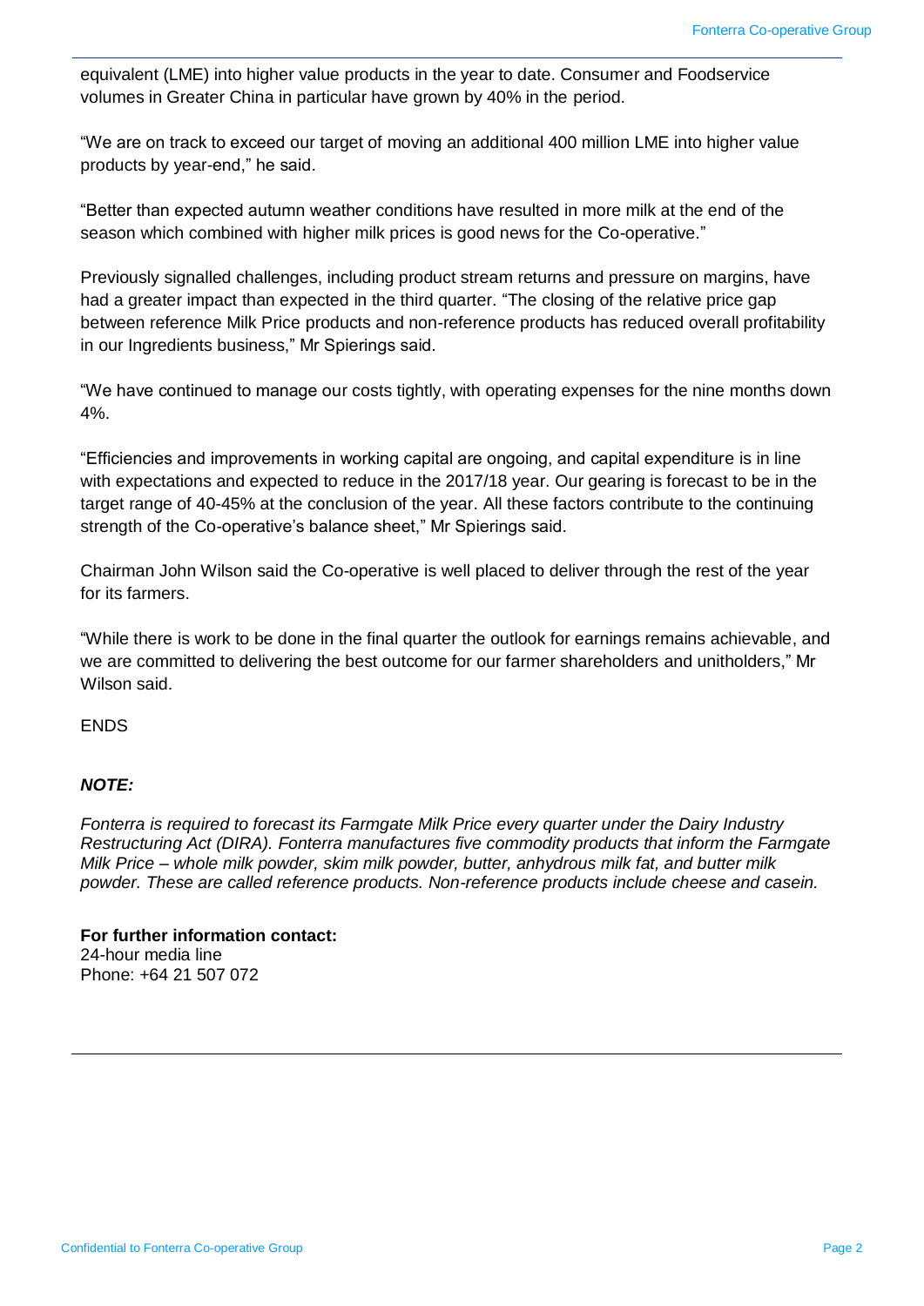equivalent (LME) into higher value products in the year to date. Consumer and Foodservice volumes in Greater China in particular have grown by 40% in the period.

"We are on track to exceed our target of moving an additional 400 million LME into higher value products by year-end," he said.

"Better than expected autumn weather conditions have resulted in more milk at the end of the season which combined with higher milk prices is good news for the Co-operative."

Previously signalled challenges, including product stream returns and pressure on margins, have had a greater impact than expected in the third quarter. "The closing of the relative price gap between reference Milk Price products and non-reference products has reduced overall profitability in our Ingredients business," Mr Spierings said.

"We have continued to manage our costs tightly, with operating expenses for the nine months down 4%.

"Efficiencies and improvements in working capital are ongoing, and capital expenditure is in line with expectations and expected to reduce in the 2017/18 year. Our gearing is forecast to be in the target range of 40-45% at the conclusion of the year. All these factors contribute to the continuing strength of the Co-operative's balance sheet," Mr Spierings said.

Chairman John Wilson said the Co-operative is well placed to deliver through the rest of the year for its farmers.

"While there is work to be done in the final quarter the outlook for earnings remains achievable, and we are committed to delivering the best outcome for our farmer shareholders and unitholders," Mr Wilson said.

ENDS

***NOTE:***

*Fonterra is required to forecast its Farmgate Milk Price every quarter under the Dairy Industry Restructuring Act (DIRA). Fonterra manufactures five commodity products that inform the Farmgate Milk Price – whole milk powder, skim milk powder, butter, anhydrous milk fat, and butter milk powder. These are called reference products. Non-reference products include cheese and casein.*

**For further information contact:**
24-hour media line
Phone: +64 21 507 072